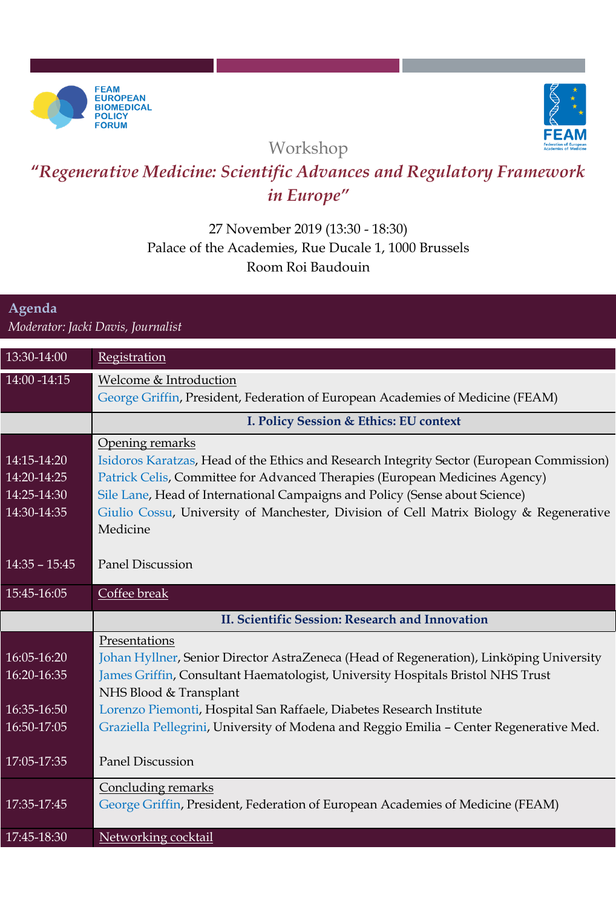FEAM EUROPEAN BIOMEDICAL POLICY FORUM

FEAM Federation of European Academies of Medicine

Workshop

# *"Regenerative Medicine: Scientific Advances and Regulatory Framework in Europe"*

27 November 2019 (13:30 - 18:30)
Palace of the Academies, Rue Ducale 1, 1000 Brussels
Room Roi Baudouin

## Agenda

*Moderator: Jacki Davis, Journalist*

| Time | Item |
|---|---|
| 13:30-14:00 | Registration |
| 14:00 -14:15 | Welcome & Introduction<br>George Griffin, President, Federation of European Academies of Medicine (FEAM) |
| | **I. Policy Session & Ethics: EU context** |
| | Opening remarks |
| 14:15-14:20 | Isidoros Karatzas, Head of the Ethics and Research Integrity Sector (European Commission) |
| 14:20-14:25 | Patrick Celis, Committee for Advanced Therapies (European Medicines Agency) |
| 14:25-14:30 | Sile Lane, Head of International Campaigns and Policy (Sense about Science) |
| 14:30-14:35 | Giulio Cossu, University of Manchester, Division of Cell Matrix Biology & Regenerative Medicine |
| 14:35 – 15:45 | Panel Discussion |
| 15:45-16:05 | Coffee break |
| | **II. Scientific Session: Research and Innovation** |
| | Presentations |
| 16:05-16:20 | Johan Hyllner, Senior Director AstraZeneca (Head of Regeneration), Linköping University |
| 16:20-16:35 | James Griffin, Consultant Haematologist, University Hospitals Bristol NHS Trust<br>NHS Blood & Transplant |
| 16:35-16:50 | Lorenzo Piemonti, Hospital San Raffaele, Diabetes Research Institute |
| 16:50-17:05 | Graziella Pellegrini, University of Modena and Reggio Emilia – Center Regenerative Med. |
| 17:05-17:35 | Panel Discussion |
| | Concluding remarks |
| 17:35-17:45 | George Griffin, President, Federation of European Academies of Medicine (FEAM) |
| 17:45-18:30 | Networking cocktail |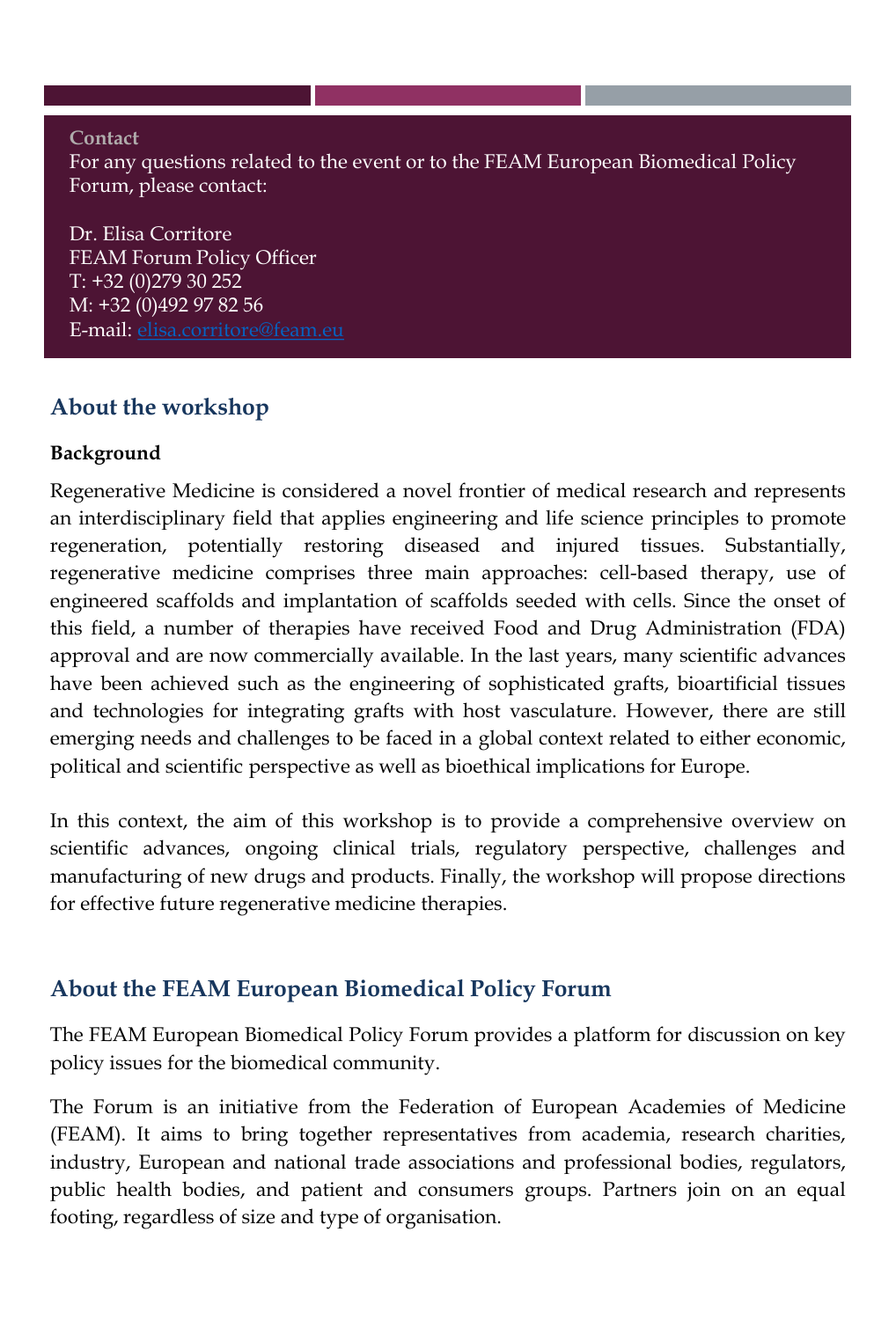**Contact**

For any questions related to the event or to the FEAM European Biomedical Policy Forum, please contact:

Dr. Elisa Corritore
FEAM Forum Policy Officer
T: +32 (0)279 30 252
M: +32 (0)492 97 82 56
E-mail: elisa.corritore@feam.eu

## About the workshop

**Background**

Regenerative Medicine is considered a novel frontier of medical research and represents an interdisciplinary field that applies engineering and life science principles to promote regeneration, potentially restoring diseased and injured tissues. Substantially, regenerative medicine comprises three main approaches: cell-based therapy, use of engineered scaffolds and implantation of scaffolds seeded with cells. Since the onset of this field, a number of therapies have received Food and Drug Administration (FDA) approval and are now commercially available. In the last years, many scientific advances have been achieved such as the engineering of sophisticated grafts, bioartificial tissues and technologies for integrating grafts with host vasculature. However, there are still emerging needs and challenges to be faced in a global context related to either economic, political and scientific perspective as well as bioethical implications for Europe.

In this context, the aim of this workshop is to provide a comprehensive overview on scientific advances, ongoing clinical trials, regulatory perspective, challenges and manufacturing of new drugs and products. Finally, the workshop will propose directions for effective future regenerative medicine therapies.

## About the FEAM European Biomedical Policy Forum

The FEAM European Biomedical Policy Forum provides a platform for discussion on key policy issues for the biomedical community.

The Forum is an initiative from the Federation of European Academies of Medicine (FEAM). It aims to bring together representatives from academia, research charities, industry, European and national trade associations and professional bodies, regulators, public health bodies, and patient and consumers groups. Partners join on an equal footing, regardless of size and type of organisation.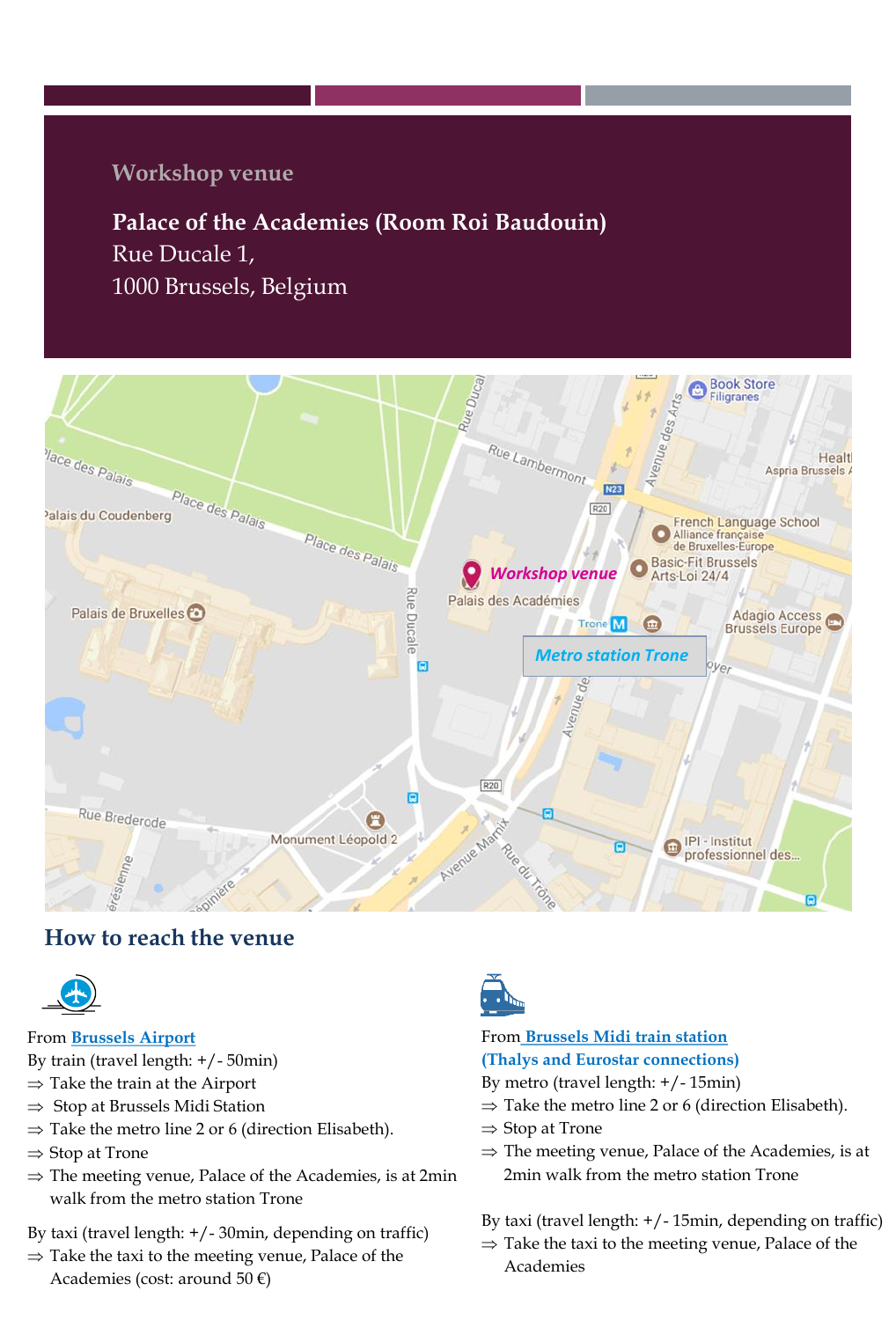## Workshop venue

**Palace of the Academies (Room Roi Baudouin)**
Rue Ducale 1,
1000 Brussels, Belgium

## How to reach the venue

From **Brussels Airport**
By train (travel length: +/- 50min)
⇒ Take the train at the Airport
⇒ Stop at Brussels Midi Station
⇒ Take the metro line 2 or 6 (direction Elisabeth).
⇒ Stop at Trone
⇒ The meeting venue, Palace of the Academies, is at 2min walk from the metro station Trone

By taxi (travel length: +/- 30min, depending on traffic)
⇒ Take the taxi to the meeting venue, Palace of the Academies (cost: around 50 €)

From **Brussels Midi train station**
**(Thalys and Eurostar connections)**
By metro (travel length: +/- 15min)
⇒ Take the metro line 2 or 6 (direction Elisabeth).
⇒ Stop at Trone
⇒ The meeting venue, Palace of the Academies, is at 2min walk from the metro station Trone

By taxi (travel length: +/- 15min, depending on traffic)
⇒ Take the taxi to the meeting venue, Palace of the Academies